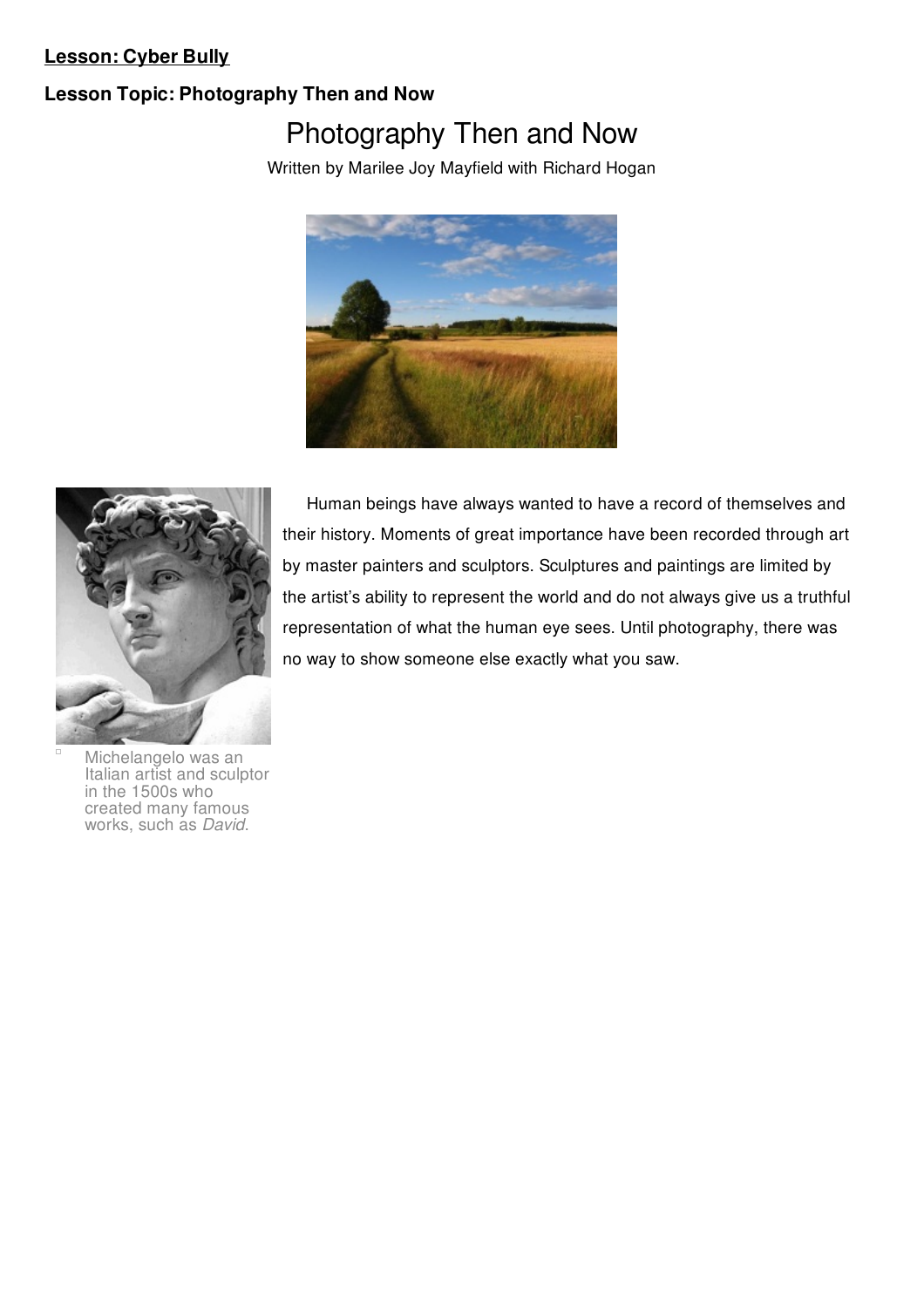**Lesson: Cyber Bully**

**Lesson Topic: Photography Then and Now**

# Photography Then and Now

Written by Marilee Joy Mayfield with Richard Hogan

Human beings have always wanted to have a record of themselves and their history. Moments of great importance have been recorded through art by master painters and sculptors. Sculptures and paintings are limited by the artist's ability to represent the world and do not always give us a truthful representation of what the human eye sees. Until photography, there was no way to show someone else exactly what you saw.

Michelangelo was an Italian artist and sculptor in the 1500s who created many famous works, such as *David.*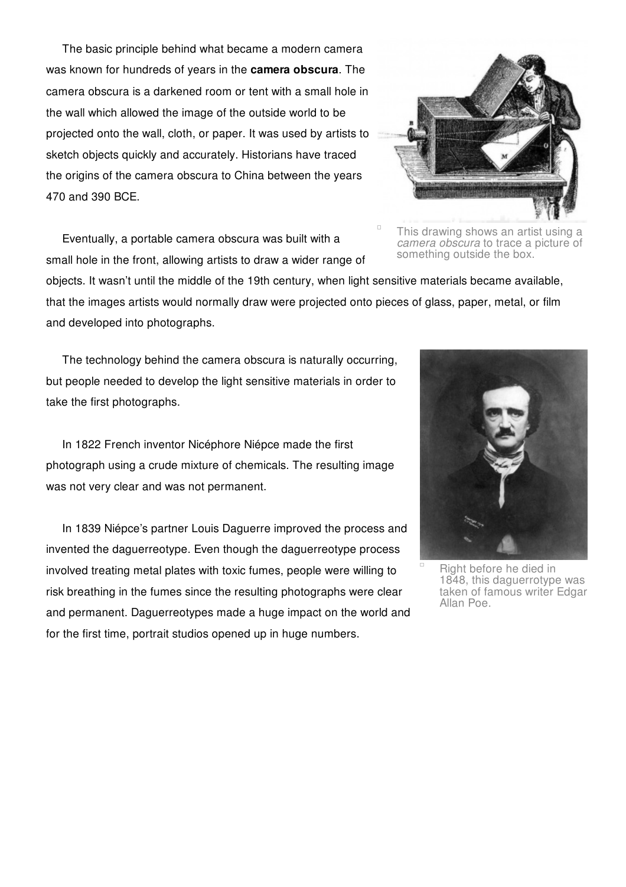The basic principle behind what became a modern camera was known for hundreds of years in the **camera obscura**. The camera obscura is a darkened room or tent with a small hole in the wall which allowed the image of the outside world to be projected onto the wall, cloth, or paper. It was used by artists to sketch objects quickly and accurately. Historians have traced the origins of the camera obscura to China between the years 470 and 390 BCE.

This drawing shows an artist using a *camera obscura* to trace a picture of something outside the box.

Eventually, a portable camera obscura was built with a small hole in the front, allowing artists to draw a wider range of objects. It wasn't until the middle of the 19th century, when light sensitive materials became available, that the images artists would normally draw were projected onto pieces of glass, paper, metal, or film and developed into photographs.

The technology behind the camera obscura is naturally occurring, but people needed to develop the light sensitive materials in order to take the first photographs.

In 1822 French inventor Nicéphore Niépce made the first photograph using a crude mixture of chemicals. The resulting image was not very clear and was not permanent.

In 1839 Niépce's partner Louis Daguerre improved the process and invented the daguerreotype. Even though the daguerreotype process involved treating metal plates with toxic fumes, people were willing to risk breathing in the fumes since the resulting photographs were clear and permanent. Daguerreotypes made a huge impact on the world and for the first time, portrait studios opened up in huge numbers.

Right before he died in 1848, this daguerrotype was taken of famous writer Edgar Allan Poe.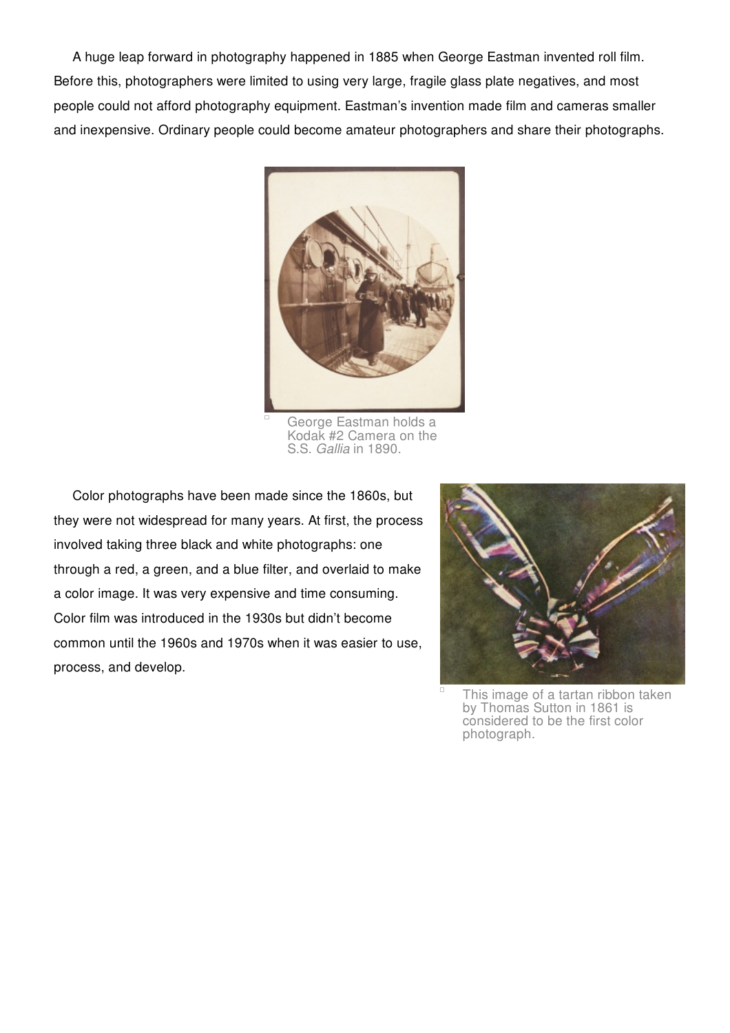A huge leap forward in photography happened in 1885 when George Eastman invented roll film. Before this, photographers were limited to using very large, fragile glass plate negatives, and most people could not afford photography equipment. Eastman's invention made film and cameras smaller and inexpensive. Ordinary people could become amateur photographers and share their photographs.

George Eastman holds a Kodak #2 Camera on the S.S. *Gallia* in 1890.

Color photographs have been made since the 1860s, but they were not widespread for many years. At first, the process involved taking three black and white photographs: one through a red, a green, and a blue filter, and overlaid to make a color image. It was very expensive and time consuming. Color film was introduced in the 1930s but didn't become common until the 1960s and 1970s when it was easier to use, process, and develop.

This image of a tartan ribbon taken by Thomas Sutton in 1861 is considered to be the first color photograph.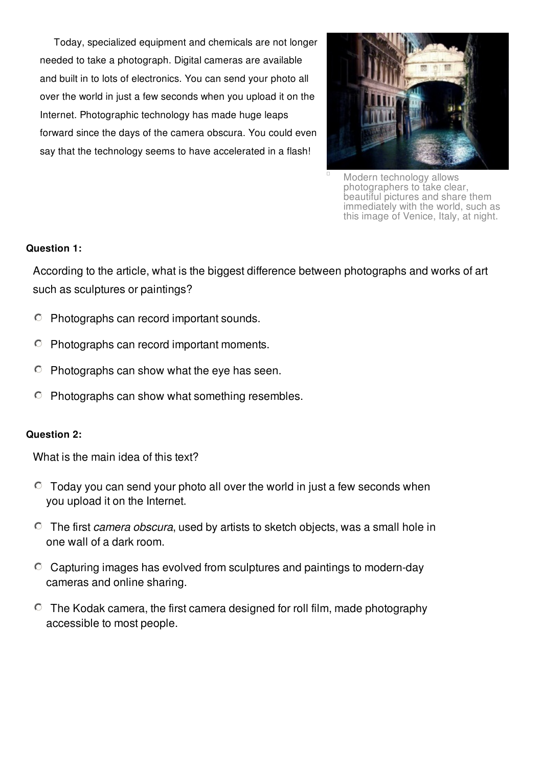Today, specialized equipment and chemicals are not longer needed to take a photograph. Digital cameras are available and built in to lots of electronics. You can send your photo all over the world in just a few seconds when you upload it on the Internet. Photographic technology has made huge leaps forward since the days of the camera obscura. You could even say that the technology seems to have accelerated in a flash!

Modern technology allows photographers to take clear, beautiful pictures and share them immediately with the world, such as this image of Venice, Italy, at night.

**Question 1:**

According to the article, what is the biggest difference between photographs and works of art such as sculptures or paintings?

- Photographs can record important sounds.
- Photographs can record important moments.
- Photographs can show what the eye has seen.
- Photographs can show what something resembles.

**Question 2:**

What is the main idea of this text?

- Today you can send your photo all over the world in just a few seconds when you upload it on the Internet.
- The first *camera obscura*, used by artists to sketch objects, was a small hole in one wall of a dark room.
- Capturing images has evolved from sculptures and paintings to modern-day cameras and online sharing.
- The Kodak camera, the first camera designed for roll film, made photography accessible to most people.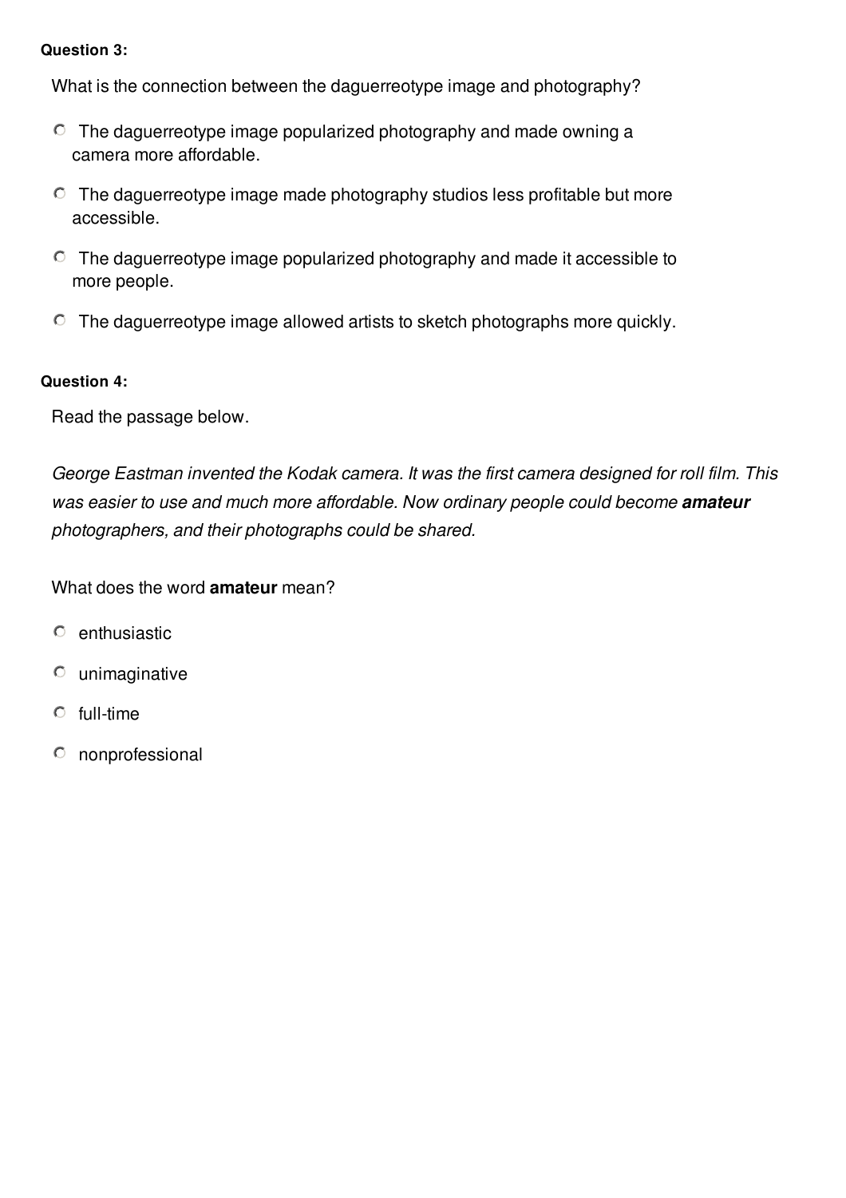**Question 3:**

What is the connection between the daguerreotype image and photography?

- The daguerreotype image popularized photography and made owning a camera more affordable.
- The daguerreotype image made photography studios less profitable but more accessible.
- The daguerreotype image popularized photography and made it accessible to more people.
- The daguerreotype image allowed artists to sketch photographs more quickly.

**Question 4:**

Read the passage below.

*George Eastman invented the Kodak camera. It was the first camera designed for roll film. This was easier to use and much more affordable. Now ordinary people could become* ***amateur*** *photographers, and their photographs could be shared.*

What does the word **amateur** mean?

- enthusiastic
- unimaginative
- full-time
- nonprofessional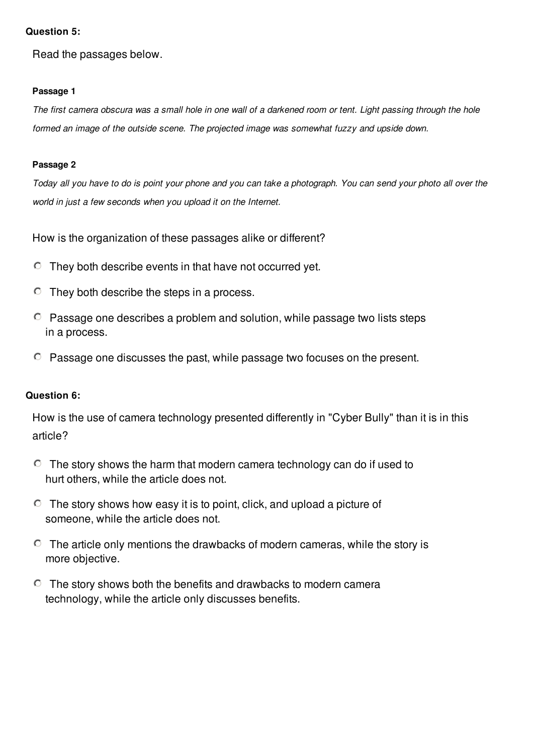**Question 5:**

Read the passages below.

**Passage 1**

*The first camera obscura was a small hole in one wall of a darkened room or tent. Light passing through the hole formed an image of the outside scene. The projected image was somewhat fuzzy and upside down.*

**Passage 2**

*Today all you have to do is point your phone and you can take a photograph. You can send your photo all over the world in just a few seconds when you upload it on the Internet.*

How is the organization of these passages alike or different?

- They both describe events in that have not occurred yet.
- They both describe the steps in a process.
- Passage one describes a problem and solution, while passage two lists steps in a process.
- Passage one discusses the past, while passage two focuses on the present.

**Question 6:**

How is the use of camera technology presented differently in "Cyber Bully" than it is in this article?

- The story shows the harm that modern camera technology can do if used to hurt others, while the article does not.
- The story shows how easy it is to point, click, and upload a picture of someone, while the article does not.
- The article only mentions the drawbacks of modern cameras, while the story is more objective.
- The story shows both the benefits and drawbacks to modern camera technology, while the article only discusses benefits.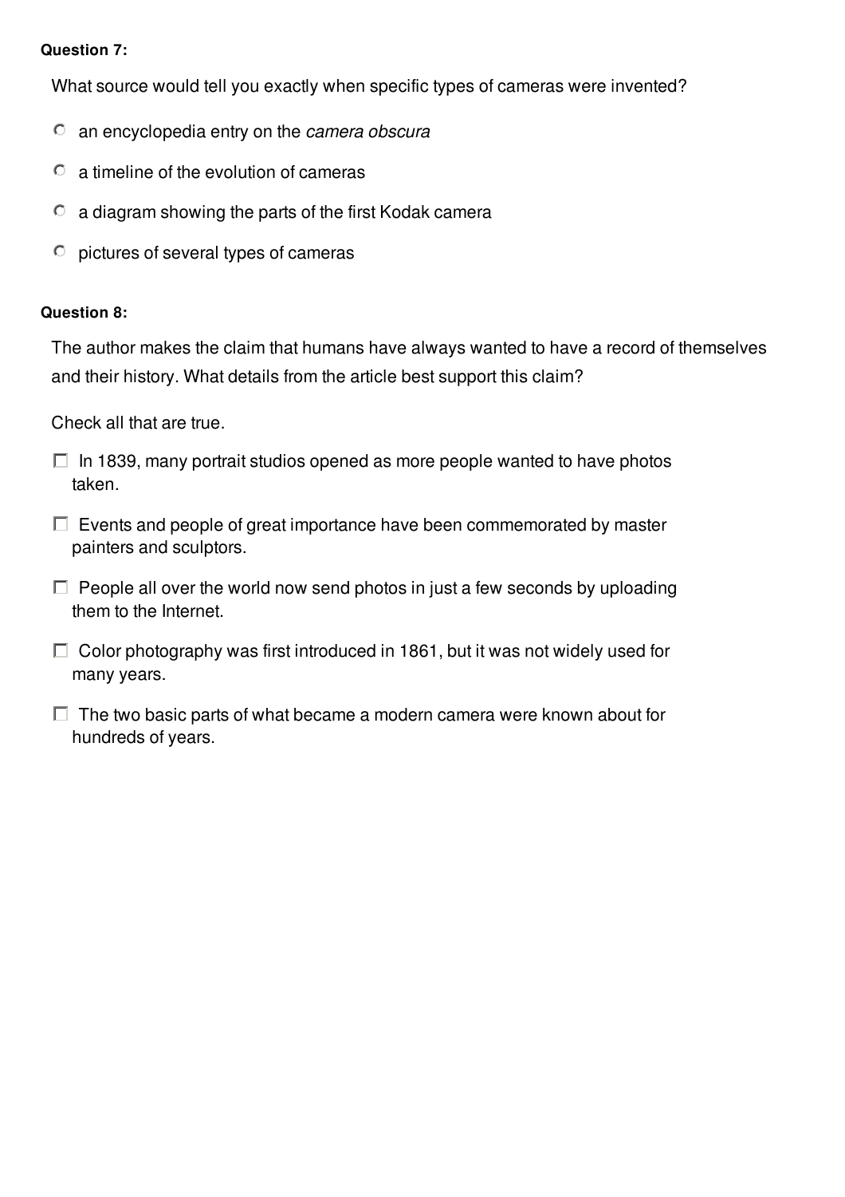**Question 7:**

What source would tell you exactly when specific types of cameras were invented?

- an encyclopedia entry on the *camera obscura*
- a timeline of the evolution of cameras
- a diagram showing the parts of the first Kodak camera
- pictures of several types of cameras

**Question 8:**

The author makes the claim that humans have always wanted to have a record of themselves and their history. What details from the article best support this claim?

Check all that are true.

- [ ] In 1839, many portrait studios opened as more people wanted to have photos taken.
- [ ] Events and people of great importance have been commemorated by master painters and sculptors.
- [ ] People all over the world now send photos in just a few seconds by uploading them to the Internet.
- [ ] Color photography was first introduced in 1861, but it was not widely used for many years.
- [ ] The two basic parts of what became a modern camera were known about for hundreds of years.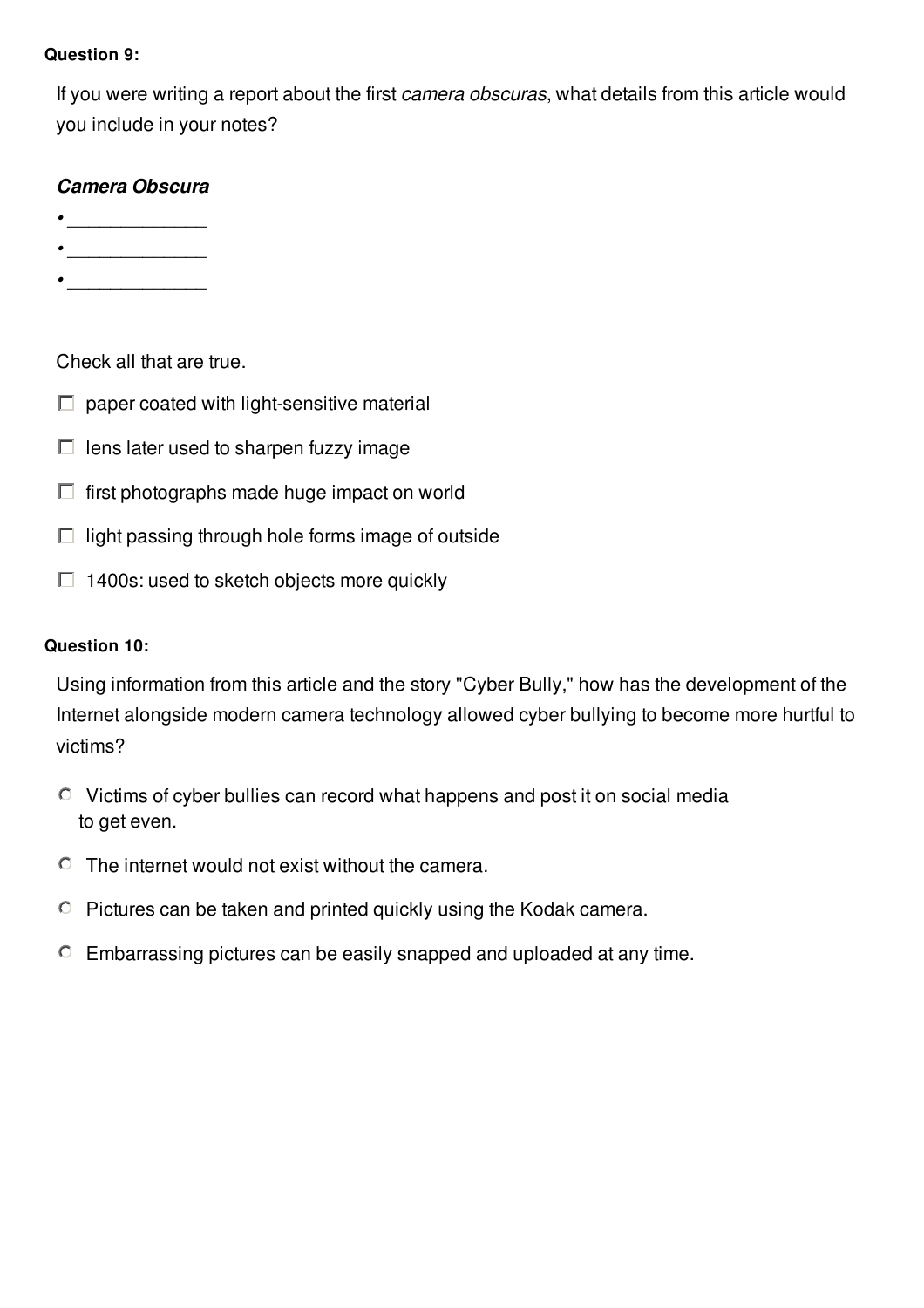**Question 9:**

If you were writing a report about the first *camera obscuras*, what details from this article would you include in your notes?

***Camera Obscura***

- _____________
- _____________
- _____________

Check all that are true.

- ☐ paper coated with light-sensitive material
- ☐ lens later used to sharpen fuzzy image
- ☐ first photographs made huge impact on world
- ☐ light passing through hole forms image of outside
- ☐ 1400s: used to sketch objects more quickly

**Question 10:**

Using information from this article and the story "Cyber Bully," how has the development of the Internet alongside modern camera technology allowed cyber bullying to become more hurtful to victims?

- ○ Victims of cyber bullies can record what happens and post it on social media to get even.
- ○ The internet would not exist without the camera.
- ○ Pictures can be taken and printed quickly using the Kodak camera.
- ○ Embarrassing pictures can be easily snapped and uploaded at any time.